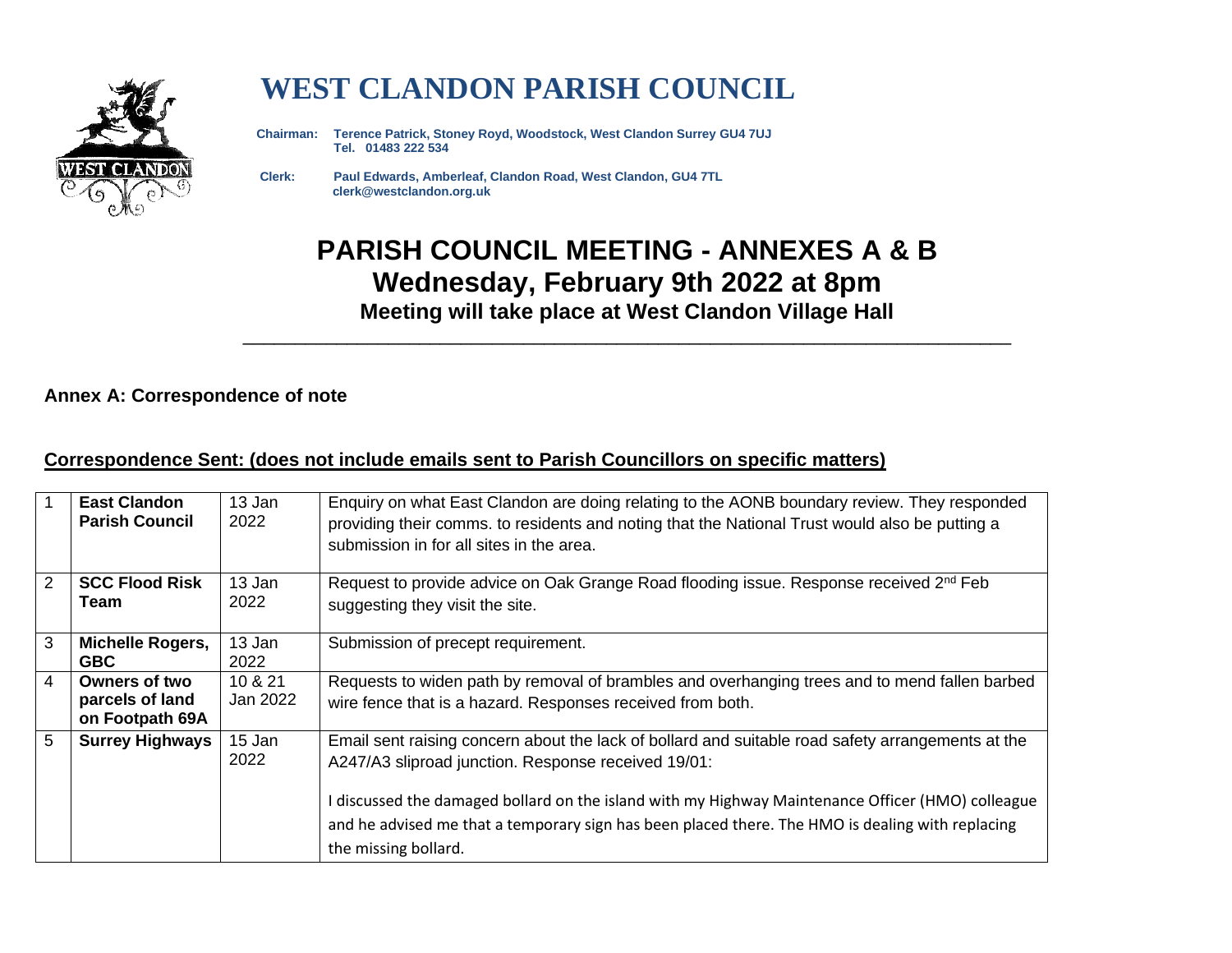# WEST CLANDON PARISH COUNCIL

**Chairman:** **Terence Patrick, Stoney Royd, Woodstock, West Clandon Surrey GU4 7UJ**
**Tel. 01483 222 534**

**Clerk:** **Paul Edwards, Amberleaf, Clandon Road, West Clandon, GU4 7TL**
**clerk@westclandon.org.uk**

# PARISH COUNCIL MEETING - ANNEXES A & B
## Wednesday, February 9th 2022 at 8pm
### Meeting will take place at West Clandon Village Hall

---

**Annex A: Correspondence of note**

**Correspondence Sent: (does not include emails sent to Parish Councillors on specific matters)**

| | | | |
|---|---|---|---|
| 1 | **East Clandon Parish Council** | 13 Jan 2022 | Enquiry on what East Clandon are doing relating to the AONB boundary review. They responded providing their comms. to residents and noting that the National Trust would also be putting a submission in for all sites in the area. |
| 2 | **SCC Flood Risk Team** | 13 Jan 2022 | Request to provide advice on Oak Grange Road flooding issue. Response received 2nd Feb suggesting they visit the site. |
| 3 | **Michelle Rogers, GBC** | 13 Jan 2022 | Submission of precept requirement. |
| 4 | **Owners of two parcels of land on Footpath 69A** | 10 & 21 Jan 2022 | Requests to widen path by removal of brambles and overhanging trees and to mend fallen barbed wire fence that is a hazard. Responses received from both. |
| 5 | **Surrey Highways** | 15 Jan 2022 | Email sent raising concern about the lack of bollard and suitable road safety arrangements at the A247/A3 sliproad junction. Response received 19/01:<br><br>I discussed the damaged bollard on the island with my Highway Maintenance Officer (HMO) colleague and he advised me that a temporary sign has been placed there. The HMO is dealing with replacing the missing bollard. |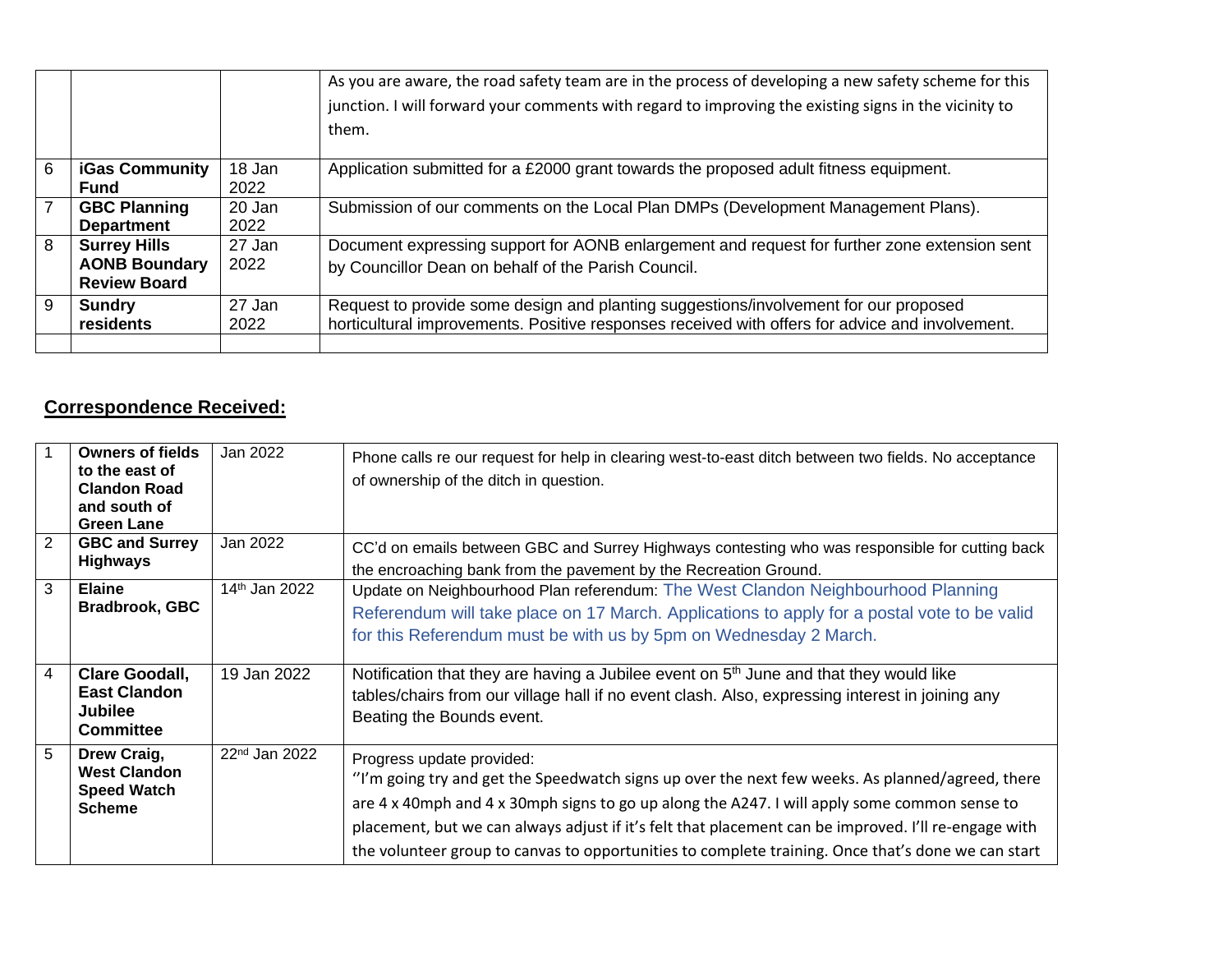| | | | |
|---|---|---|---|
| | | | As you are aware, the road safety team are in the process of developing a new safety scheme for this junction. I will forward your comments with regard to improving the existing signs in the vicinity to them. |
| 6 | **iGas Community Fund** | 18 Jan 2022 | Application submitted for a £2000 grant towards the proposed adult fitness equipment. |
| 7 | **GBC Planning Department** | 20 Jan 2022 | Submission of our comments on the Local Plan DMPs (Development Management Plans). |
| 8 | **Surrey Hills AONB Boundary Review Board** | 27 Jan 2022 | Document expressing support for AONB enlargement and request for further zone extension sent by Councillor Dean on behalf of the Parish Council. |
| 9 | **Sundry residents** | 27 Jan 2022 | Request to provide some design and planting suggestions/involvement for our proposed horticultural improvements. Positive responses received with offers for advice and involvement. |
| | | | |

## Correspondence Received:

| | | | |
|---|---|---|---|
| 1 | **Owners of fields to the east of Clandon Road and south of Green Lane** | Jan 2022 | Phone calls re our request for help in clearing west-to-east ditch between two fields. No acceptance of ownership of the ditch in question. |
| 2 | **GBC and Surrey Highways** | Jan 2022 | CC'd on emails between GBC and Surrey Highways contesting who was responsible for cutting back the encroaching bank from the pavement by the Recreation Ground. |
| 3 | **Elaine Bradbrook, GBC** | 14th Jan 2022 | Update on Neighbourhood Plan referendum: The West Clandon Neighbourhood Planning Referendum will take place on 17 March. Applications to apply for a postal vote to be valid for this Referendum must be with us by 5pm on Wednesday 2 March. |
| 4 | **Clare Goodall, East Clandon Jubilee Committee** | 19 Jan 2022 | Notification that they are having a Jubilee event on 5th June and that they would like tables/chairs from our village hall if no event clash. Also, expressing interest in joining any Beating the Bounds event. |
| 5 | **Drew Craig, West Clandon Speed Watch Scheme** | 22nd Jan 2022 | Progress update provided: "I'm going try and get the Speedwatch signs up over the next few weeks. As planned/agreed, there are 4 x 40mph and 4 x 30mph signs to go up along the A247. I will apply some common sense to placement, but we can always adjust if it's felt that placement can be improved. I'll re-engage with the volunteer group to canvas to opportunities to complete training. Once that's done we can start |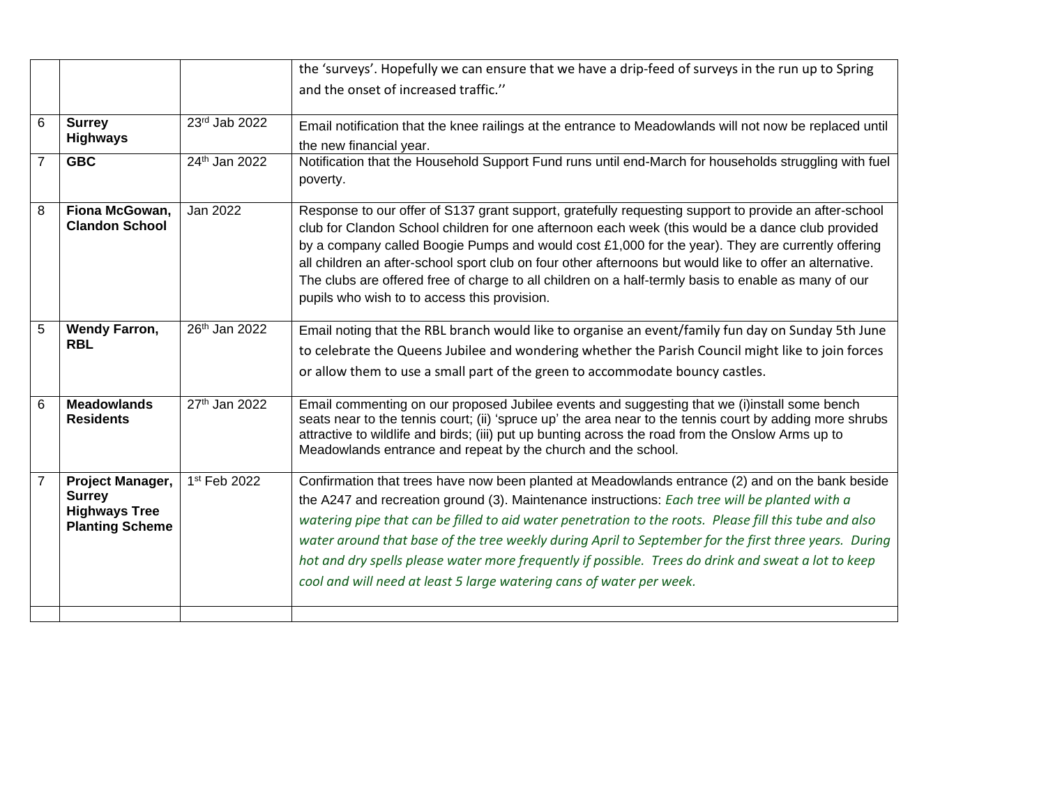| | | | |
|---|---|---|---|
| | | | the 'surveys'. Hopefully we can ensure that we have a drip-feed of surveys in the run up to Spring and the onset of increased traffic.'' |
| 6 | **Surrey Highways** | 23rd Jab 2022 | Email notification that the knee railings at the entrance to Meadowlands will not now be replaced until the new financial year. |
| 7 | **GBC** | 24th Jan 2022 | Notification that the Household Support Fund runs until end-March for households struggling with fuel poverty. |
| 8 | **Fiona McGowan, Clandon School** | Jan 2022 | Response to our offer of S137 grant support, gratefully requesting support to provide an after-school club for Clandon School children for one afternoon each week (this would be a dance club provided by a company called Boogie Pumps and would cost £1,000 for the year). They are currently offering all children an after-school sport club on four other afternoons but would like to offer an alternative. The clubs are offered free of charge to all children on a half-termly basis to enable as many of our pupils who wish to to access this provision. |
| 5 | **Wendy Farron, RBL** | 26th Jan 2022 | Email noting that the RBL branch would like to organise an event/family fun day on Sunday 5th June to celebrate the Queens Jubilee and wondering whether the Parish Council might like to join forces or allow them to use a small part of the green to accommodate bouncy castles. |
| 6 | **Meadowlands Residents** | 27th Jan 2022 | Email commenting on our proposed Jubilee events and suggesting that we (i)install some bench seats near to the tennis court; (ii) 'spruce up' the area near to the tennis court by adding more shrubs attractive to wildlife and birds; (iii) put up bunting across the road from the Onslow Arms up to Meadowlands entrance and repeat by the church and the school. |
| 7 | **Project Manager, Surrey Highways Tree Planting Scheme** | 1st Feb 2022 | Confirmation that trees have now been planted at Meadowlands entrance (2) and on the bank beside the A247 and recreation ground (3). Maintenance instructions: *Each tree will be planted with a watering pipe that can be filled to aid water penetration to the roots. Please fill this tube and also water around that base of the tree weekly during April to September for the first three years. During hot and dry spells please water more frequently if possible. Trees do drink and sweat a lot to keep cool and will need at least 5 large watering cans of water per week.* |
| | | | |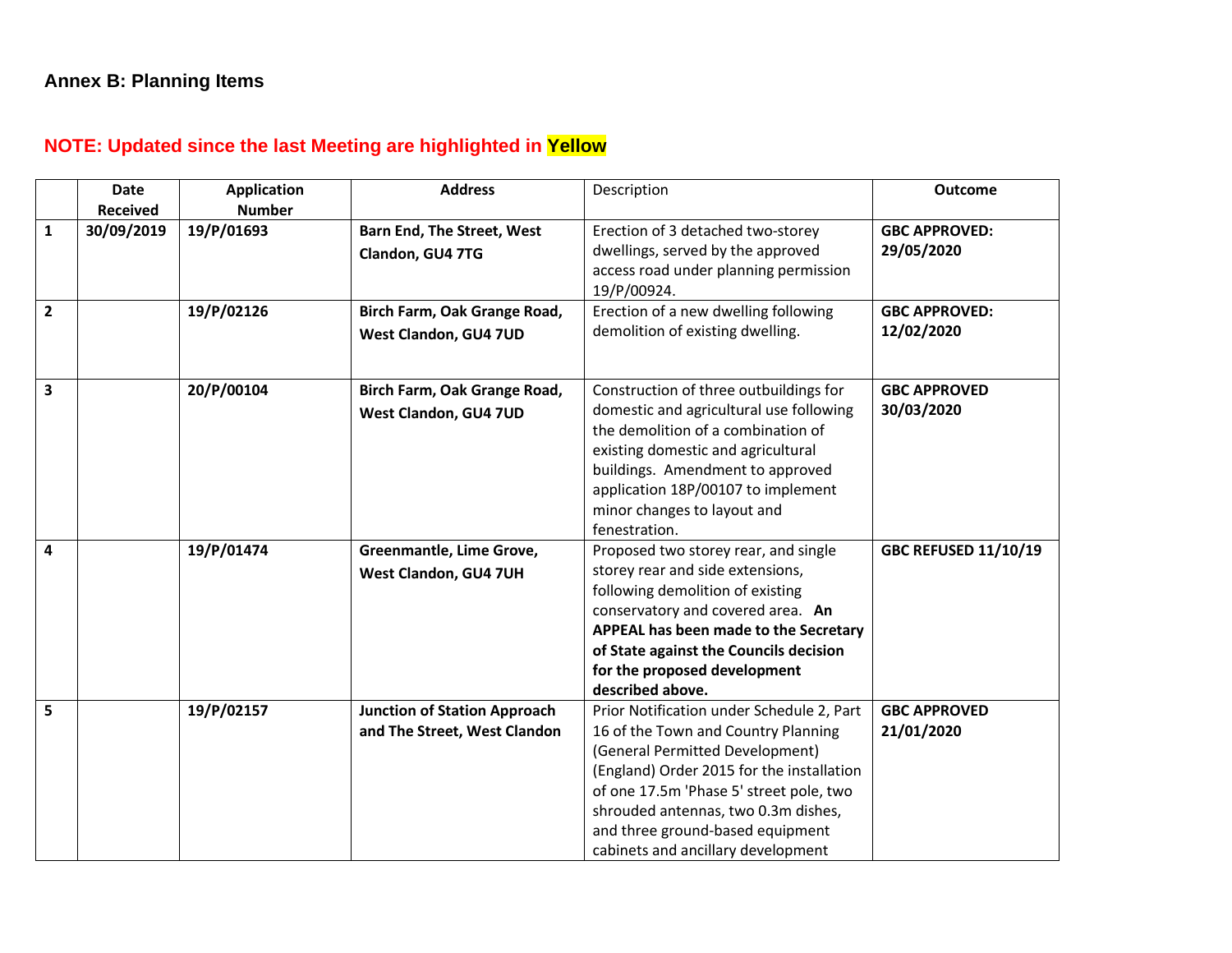### Annex B: Planning Items

**NOTE: Updated since the last Meeting are highlighted in Yellow**

| | Date Received | Application Number | Address | Description | Outcome |
|---|---|---|---|---|---|
| **1** | **30/09/2019** | **19/P/01693** | **Barn End, The Street, West Clandon, GU4 7TG** | Erection of 3 detached two-storey dwellings, served by the approved access road under planning permission 19/P/00924. | **GBC APPROVED: 29/05/2020** |
| **2** | | **19/P/02126** | **Birch Farm, Oak Grange Road, West Clandon, GU4 7UD** | Erection of a new dwelling following demolition of existing dwelling. | **GBC APPROVED: 12/02/2020** |
| **3** | | **20/P/00104** | **Birch Farm, Oak Grange Road, West Clandon, GU4 7UD** | Construction of three outbuildings for domestic and agricultural use following the demolition of a combination of existing domestic and agricultural buildings. Amendment to approved application 18P/00107 to implement minor changes to layout and fenestration. | **GBC APPROVED 30/03/2020** |
| **4** | | **19/P/01474** | **Greenmantle, Lime Grove, West Clandon, GU4 7UH** | Proposed two storey rear, and single storey rear and side extensions, following demolition of existing conservatory and covered area. **An APPEAL has been made to the Secretary of State against the Councils decision for the proposed development described above.** | **GBC REFUSED 11/10/19** |
| **5** | | **19/P/02157** | **Junction of Station Approach and The Street, West Clandon** | Prior Notification under Schedule 2, Part 16 of the Town and Country Planning (General Permitted Development) (England) Order 2015 for the installation of one 17.5m 'Phase 5' street pole, two shrouded antennas, two 0.3m dishes, and three ground-based equipment cabinets and ancillary development | **GBC APPROVED 21/01/2020** |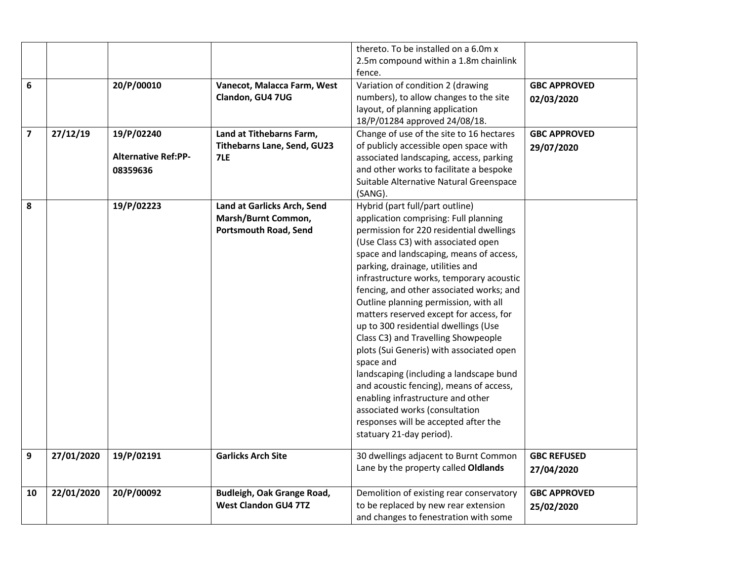| | | | | | |
|---|---|---|---|---|---|
| | | | | thereto. To be installed on a 6.0m x 2.5m compound within a 1.8m chainlink fence. | |
| **6** | | **20/P/00010** | **Vanecot, Malacca Farm, West Clandon, GU4 7UG** | Variation of condition 2 (drawing numbers), to allow changes to the site layout, of planning application 18/P/01284 approved 24/08/18. | **GBC APPROVED 02/03/2020** |
| **7** | **27/12/19** | **19/P/02240** **Alternative Ref:PP-08359636** | **Land at Tithebarns Farm, Tithebarns Lane, Send, GU23 7LE** | Change of use of the site to 16 hectares of publicly accessible open space with associated landscaping, access, parking and other works to facilitate a bespoke Suitable Alternative Natural Greenspace (SANG). | **GBC APPROVED 29/07/2020** |
| **8** | | **19/P/02223** | **Land at Garlicks Arch, Send Marsh/Burnt Common, Portsmouth Road, Send** | Hybrid (part full/part outline) application comprising: Full planning permission for 220 residential dwellings (Use Class C3) with associated open space and landscaping, means of access, parking, drainage, utilities and infrastructure works, temporary acoustic fencing, and other associated works; and Outline planning permission, with all matters reserved except for access, for up to 300 residential dwellings (Use Class C3) and Travelling Showpeople plots (Sui Generis) with associated open space and landscaping (including a landscape bund and acoustic fencing), means of access, enabling infrastructure and other associated works (consultation responses will be accepted after the statuary 21-day period). | |
| **9** | **27/01/2020** | **19/P/02191** | **Garlicks Arch Site** | 30 dwellings adjacent to Burnt Common Lane by the property called **Oldlands** | **GBC REFUSED 27/04/2020** |
| **10** | **22/01/2020** | **20/P/00092** | **Budleigh, Oak Grange Road, West Clandon GU4 7TZ** | Demolition of existing rear conservatory to be replaced by new rear extension and changes to fenestration with some | **GBC APPROVED 25/02/2020** |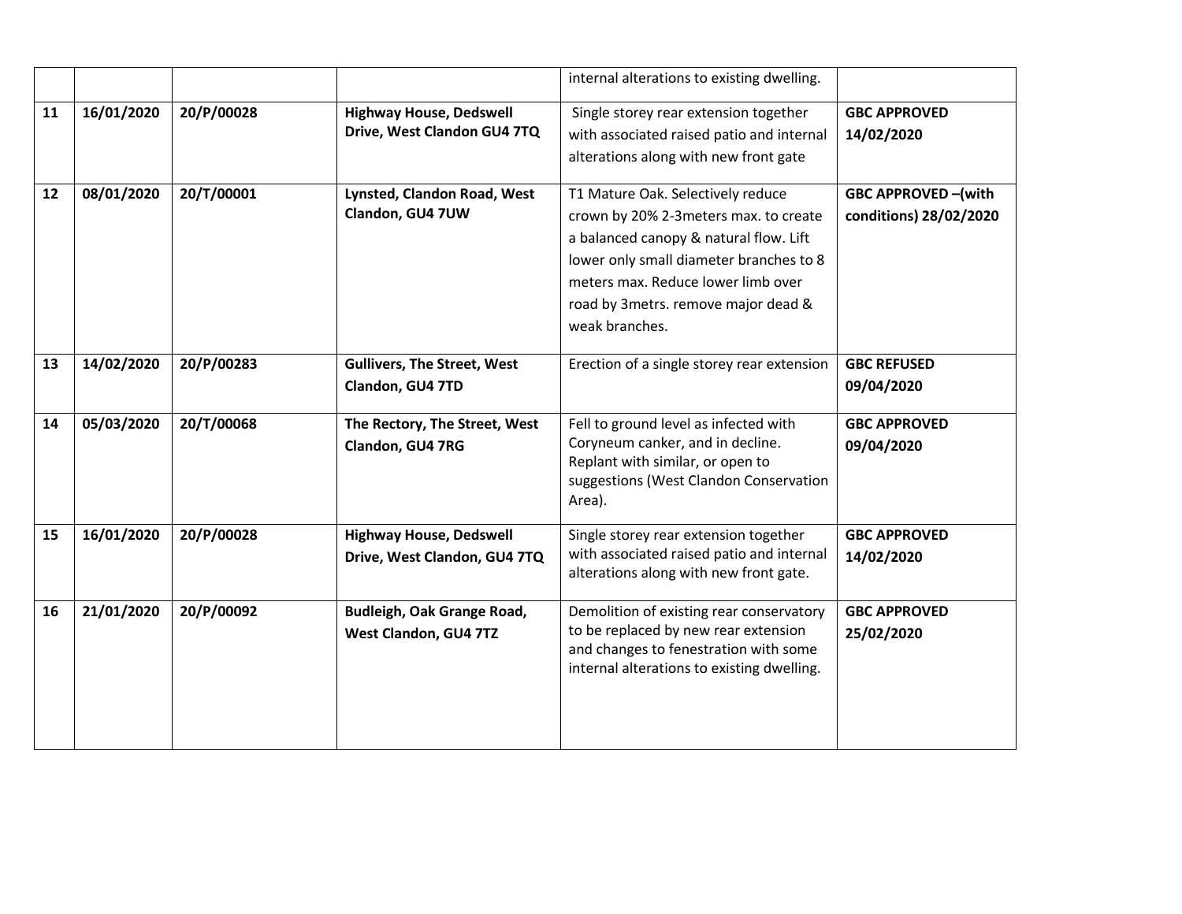| | | | | internal alterations to existing dwelling. | |
|---|---|---|---|---|---|
| **11** | **16/01/2020** | **20/P/00028** | **Highway House, Dedswell Drive, West Clandon GU4 7TQ** | Single storey rear extension together with associated raised patio and internal alterations along with new front gate | **GBC APPROVED 14/02/2020** |
| **12** | **08/01/2020** | **20/T/00001** | **Lynsted, Clandon Road, West Clandon, GU4 7UW** | T1 Mature Oak. Selectively reduce crown by 20% 2-3meters max. to create a balanced canopy & natural flow. Lift lower only small diameter branches to 8 meters max. Reduce lower limb over road by 3metrs. remove major dead & weak branches. | **GBC APPROVED –(with conditions) 28/02/2020** |
| **13** | **14/02/2020** | **20/P/00283** | **Gullivers, The Street, West Clandon, GU4 7TD** | Erection of a single storey rear extension | **GBC REFUSED 09/04/2020** |
| **14** | **05/03/2020** | **20/T/00068** | **The Rectory, The Street, West Clandon, GU4 7RG** | Fell to ground level as infected with Coryneum canker, and in decline. Replant with similar, or open to suggestions (West Clandon Conservation Area). | **GBC APPROVED 09/04/2020** |
| **15** | **16/01/2020** | **20/P/00028** | **Highway House, Dedswell Drive, West Clandon, GU4 7TQ** | Single storey rear extension together with associated raised patio and internal alterations along with new front gate. | **GBC APPROVED 14/02/2020** |
| **16** | **21/01/2020** | **20/P/00092** | **Budleigh, Oak Grange Road, West Clandon, GU4 7TZ** | Demolition of existing rear conservatory to be replaced by new rear extension and changes to fenestration with some internal alterations to existing dwelling. | **GBC APPROVED 25/02/2020** |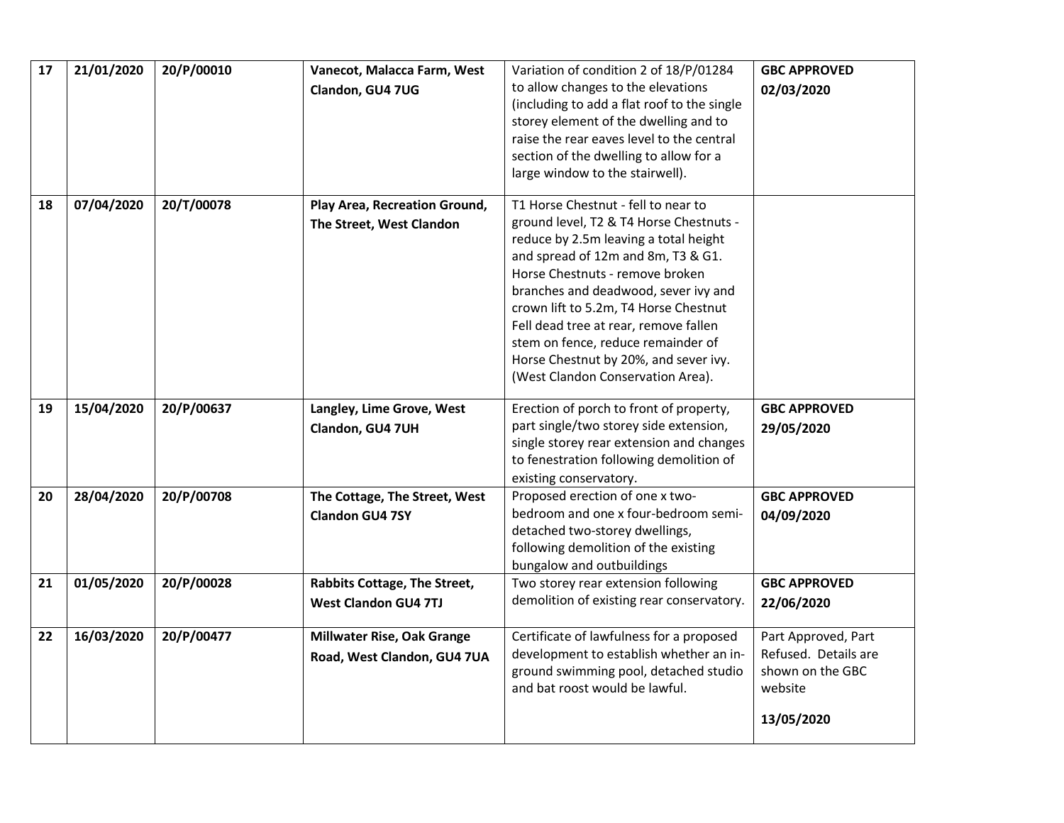| 17 | 21/01/2020 | 20/P/00010 | **Vanecot, Malacca Farm, West Clandon, GU4 7UG** | Variation of condition 2 of 18/P/01284 to allow changes to the elevations (including to add a flat roof to the single storey element of the dwelling and to raise the rear eaves level to the central section of the dwelling to allow for a large window to the stairwell). | **GBC APPROVED 02/03/2020** |
|---|---|---|---|---|---|
| 18 | 07/04/2020 | 20/T/00078 | **Play Area, Recreation Ground, The Street, West Clandon** | T1 Horse Chestnut - fell to near to ground level, T2 & T4 Horse Chestnuts - reduce by 2.5m leaving a total height and spread of 12m and 8m, T3 & G1. Horse Chestnuts - remove broken branches and deadwood, sever ivy and crown lift to 5.2m, T4 Horse Chestnut Fell dead tree at rear, remove fallen stem on fence, reduce remainder of Horse Chestnut by 20%, and sever ivy. (West Clandon Conservation Area). | |
| 19 | 15/04/2020 | 20/P/00637 | **Langley, Lime Grove, West Clandon, GU4 7UH** | Erection of porch to front of property, part single/two storey side extension, single storey rear extension and changes to fenestration following demolition of existing conservatory. | **GBC APPROVED 29/05/2020** |
| 20 | 28/04/2020 | 20/P/00708 | **The Cottage, The Street, West Clandon GU4 7SY** | Proposed erection of one x two-bedroom and one x four-bedroom semi-detached two-storey dwellings, following demolition of the existing bungalow and outbuildings | **GBC APPROVED 04/09/2020** |
| 21 | 01/05/2020 | 20/P/00028 | **Rabbits Cottage, The Street, West Clandon GU4 7TJ** | Two storey rear extension following demolition of existing rear conservatory. | **GBC APPROVED 22/06/2020** |
| 22 | 16/03/2020 | 20/P/00477 | **Millwater Rise, Oak Grange Road, West Clandon, GU4 7UA** | Certificate of lawfulness for a proposed development to establish whether an in-ground swimming pool, detached studio and bat roost would be lawful. | Part Approved, Part Refused. Details are shown on the GBC website **13/05/2020** |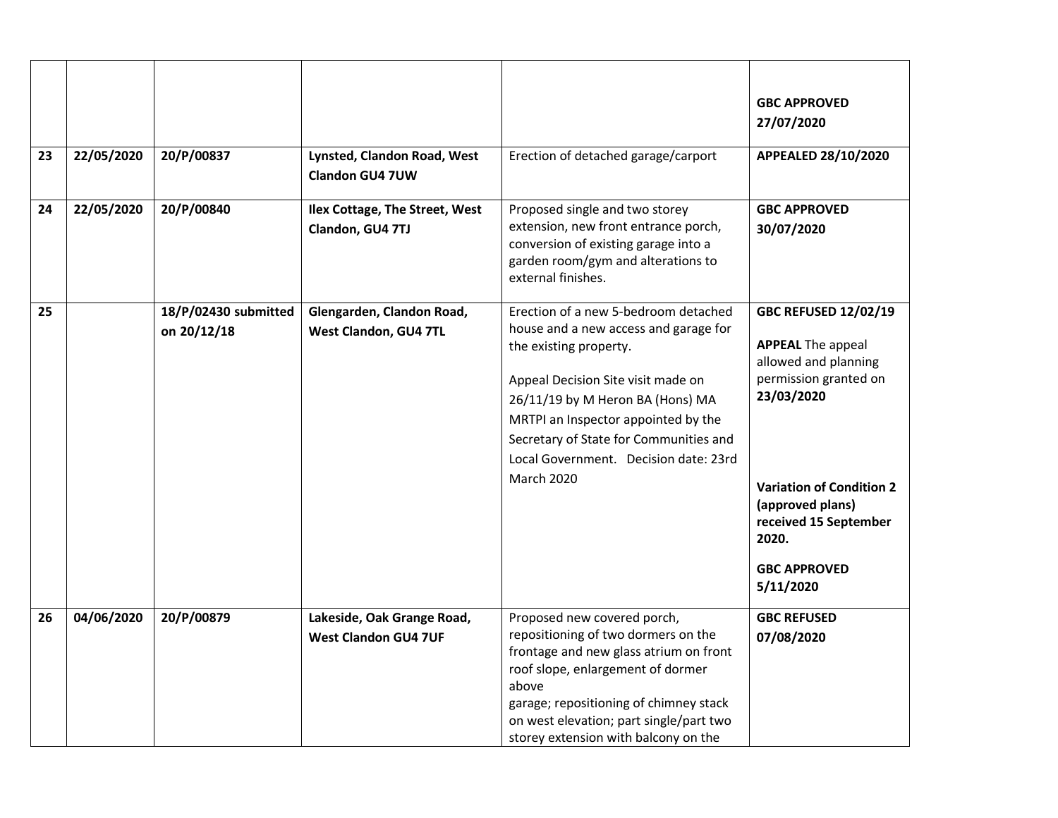| | | | | | |
|---|---|---|---|---|---|
| | | | | | **GBC APPROVED 27/07/2020** |
| **23** | **22/05/2020** | **20/P/00837** | **Lynsted, Clandon Road, West Clandon GU4 7UW** | Erection of detached garage/carport | **APPEALED 28/10/2020** |
| **24** | **22/05/2020** | **20/P/00840** | **Ilex Cottage, The Street, West Clandon, GU4 7TJ** | Proposed single and two storey extension, new front entrance porch, conversion of existing garage into a garden room/gym and alterations to external finishes. | **GBC APPROVED 30/07/2020** |
| **25** | | **18/P/02430 submitted on 20/12/18** | **Glengarden, Clandon Road, West Clandon, GU4 7TL** | Erection of a new 5-bedroom detached house and a new access and garage for the existing property.<br><br>Appeal Decision Site visit made on 26/11/19 by M Heron BA (Hons) MA MRTPI an Inspector appointed by the Secretary of State for Communities and Local Government. Decision date: 23rd March 2020 | **GBC REFUSED 12/02/19**<br><br>**APPEAL** The appeal allowed and planning permission granted on **23/03/2020**<br><br>**Variation of Condition 2 (approved plans) received 15 September 2020.**<br><br>**GBC APPROVED 5/11/2020** |
| **26** | **04/06/2020** | **20/P/00879** | **Lakeside, Oak Grange Road, West Clandon GU4 7UF** | Proposed new covered porch, repositioning of two dormers on the frontage and new glass atrium on front roof slope, enlargement of dormer above garage; repositioning of chimney stack on west elevation; part single/part two storey extension with balcony on the | **GBC REFUSED 07/08/2020** |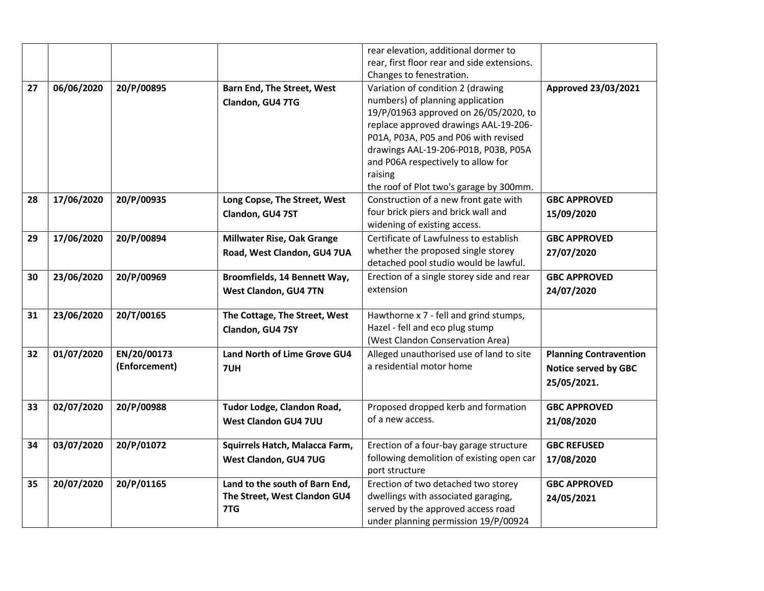| | | | | | |
|---|---|---|---|---|---|
| | | | | rear elevation, additional dormer to rear, first floor rear and side extensions. Changes to fenestration. | |
| 27 | 06/06/2020 | 20/P/00895 | **Barn End, The Street, West Clandon, GU4 7TG** | Variation of condition 2 (drawing numbers) of planning application 19/P/01963 approved on 26/05/2020, to replace approved drawings AAL-19-206-P01A, P03A, P05 and P06 with revised drawings AAL-19-206-P01B, P03B, P05A and P06A respectively to allow for raising the roof of Plot two's garage by 300mm. | **Approved 23/03/2021** |
| 28 | 17/06/2020 | 20/P/00935 | **Long Copse, The Street, West Clandon, GU4 7ST** | Construction of a new front gate with four brick piers and brick wall and widening of existing access. | **GBC APPROVED 15/09/2020** |
| 29 | 17/06/2020 | 20/P/00894 | **Millwater Rise, Oak Grange Road, West Clandon, GU4 7UA** | Certificate of Lawfulness to establish whether the proposed single storey detached pool studio would be lawful. | **GBC APPROVED 27/07/2020** |
| 30 | 23/06/2020 | 20/P/00969 | **Broomfields, 14 Bennett Way, West Clandon, GU4 7TN** | Erection of a single storey side and rear extension | **GBC APPROVED 24/07/2020** |
| 31 | 23/06/2020 | 20/T/00165 | **The Cottage, The Street, West Clandon, GU4 7SY** | Hawthorne x 7 - fell and grind stumps, Hazel - fell and eco plug stump (West Clandon Conservation Area) | |
| 32 | 01/07/2020 | EN/20/00173 (Enforcement) | **Land North of Lime Grove GU4 7UH** | Alleged unauthorised use of land to site a residential motor home | **Planning Contravention Notice served by GBC 25/05/2021.** |
| 33 | 02/07/2020 | 20/P/00988 | **Tudor Lodge, Clandon Road, West Clandon GU4 7UU** | Proposed dropped kerb and formation of a new access. | **GBC APPROVED 21/08/2020** |
| 34 | 03/07/2020 | 20/P/01072 | **Squirrels Hatch, Malacca Farm, West Clandon, GU4 7UG** | Erection of a four-bay garage structure following demolition of existing open car port structure | **GBC REFUSED 17/08/2020** |
| 35 | 20/07/2020 | 20/P/01165 | **Land to the south of Barn End, The Street, West Clandon GU4 7TG** | Erection of two detached two storey dwellings with associated garaging, served by the approved access road under planning permission 19/P/00924 | **GBC APPROVED 24/05/2021** |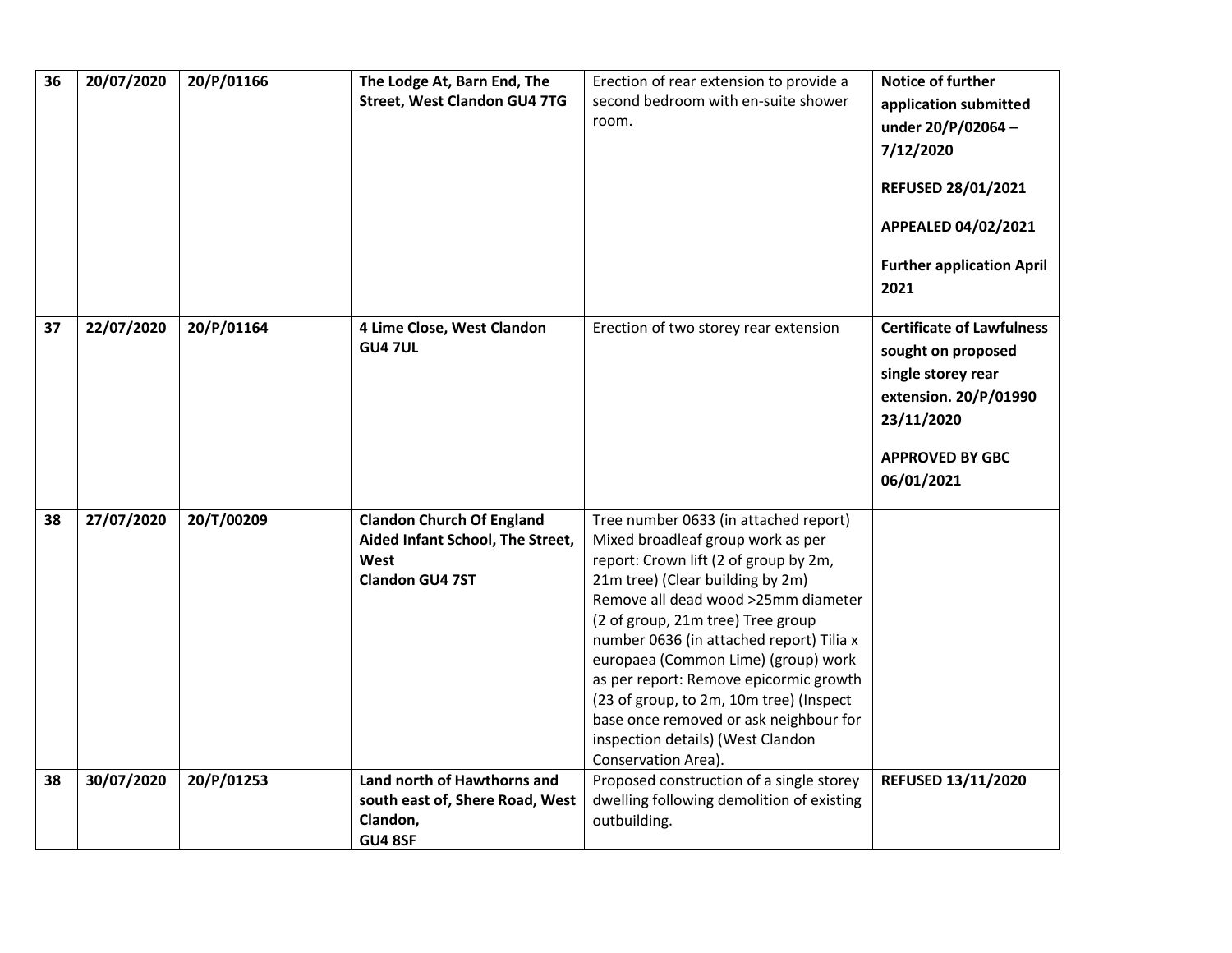| 36 | 20/07/2020 | 20/P/01166 | **The Lodge At, Barn End, The Street, West Clandon GU4 7TG** | Erection of rear extension to provide a second bedroom with en-suite shower room. | **Notice of further application submitted under 20/P/02064 – 7/12/2020**<br><br>**REFUSED 28/01/2021**<br><br>**APPEALED 04/02/2021**<br><br>**Further application April 2021** |
|---|---|---|---|---|---|
| 37 | 22/07/2020 | 20/P/01164 | **4 Lime Close, West Clandon GU4 7UL** | Erection of two storey rear extension | **Certificate of Lawfulness sought on proposed single storey rear extension. 20/P/01990 23/11/2020**<br><br>**APPROVED BY GBC 06/01/2021** |
| 38 | 27/07/2020 | 20/T/00209 | **Clandon Church Of England Aided Infant School, The Street, West Clandon GU4 7ST** | Tree number 0633 (in attached report) Mixed broadleaf group work as per report: Crown lift (2 of group by 2m, 21m tree) (Clear building by 2m) Remove all dead wood >25mm diameter (2 of group, 21m tree) Tree group number 0636 (in attached report) Tilia x europaea (Common Lime) (group) work as per report: Remove epicormic growth (23 of group, to 2m, 10m tree) (Inspect base once removed or ask neighbour for inspection details) (West Clandon Conservation Area). | |
| 38 | 30/07/2020 | 20/P/01253 | **Land north of Hawthorns and south east of, Shere Road, West Clandon, GU4 8SF** | Proposed construction of a single storey dwelling following demolition of existing outbuilding. | **REFUSED 13/11/2020** |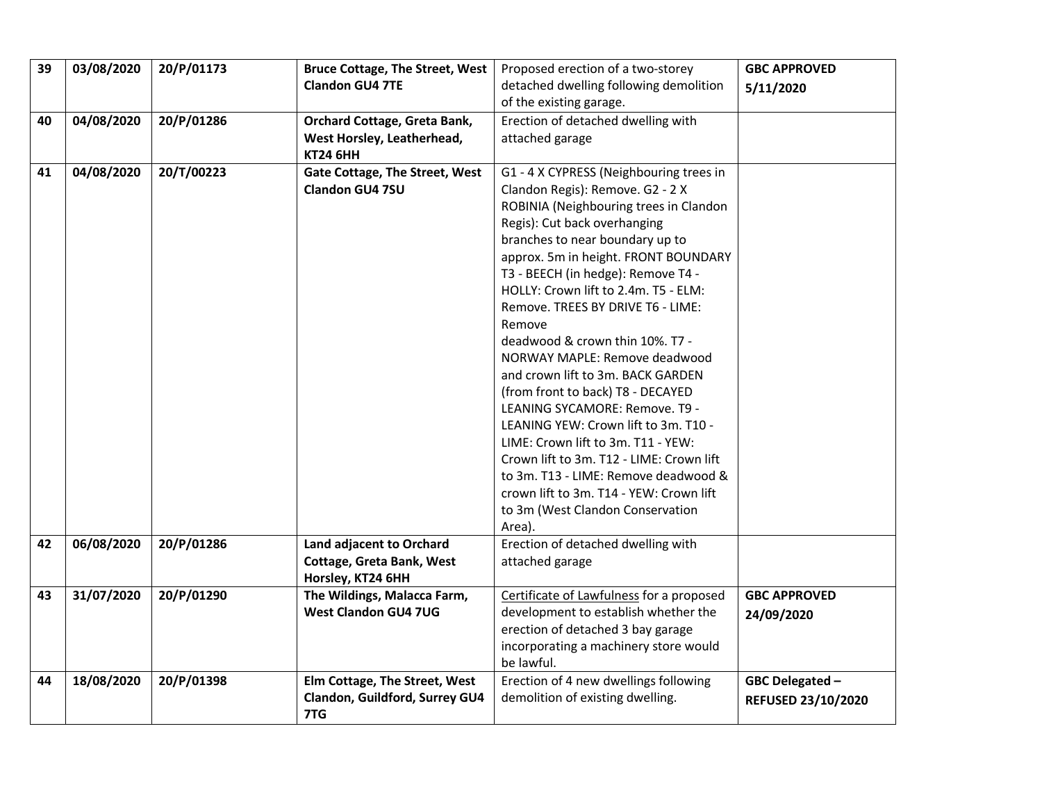| 39 | 03/08/2020 | 20/P/01173 | **Bruce Cottage, The Street, West Clandon GU4 7TE** | Proposed erection of a two-storey detached dwelling following demolition of the existing garage. | **GBC APPROVED 5/11/2020** |
|---|---|---|---|---|---|
| 40 | 04/08/2020 | 20/P/01286 | **Orchard Cottage, Greta Bank, West Horsley, Leatherhead, KT24 6HH** | Erection of detached dwelling with attached garage | |
| 41 | 04/08/2020 | 20/T/00223 | **Gate Cottage, The Street, West Clandon GU4 7SU** | G1 - 4 X CYPRESS (Neighbouring trees in Clandon Regis): Remove. G2 - 2 X ROBINIA (Neighbouring trees in Clandon Regis): Cut back overhanging branches to near boundary up to approx. 5m in height. FRONT BOUNDARY T3 - BEECH (in hedge): Remove T4 - HOLLY: Crown lift to 2.4m. T5 - ELM: Remove. TREES BY DRIVE T6 - LIME: Remove deadwood & crown thin 10%. T7 - NORWAY MAPLE: Remove deadwood and crown lift to 3m. BACK GARDEN (from front to back) T8 - DECAYED LEANING SYCAMORE: Remove. T9 - LEANING YEW: Crown lift to 3m. T10 - LIME: Crown lift to 3m. T11 - YEW: Crown lift to 3m. T12 - LIME: Crown lift to 3m. T13 - LIME: Remove deadwood & crown lift to 3m. T14 - YEW: Crown lift to 3m (West Clandon Conservation Area). | |
| 42 | 06/08/2020 | 20/P/01286 | **Land adjacent to Orchard Cottage, Greta Bank, West Horsley, KT24 6HH** | Erection of detached dwelling with attached garage | |
| 43 | 31/07/2020 | 20/P/01290 | **The Wildings, Malacca Farm, West Clandon GU4 7UG** | Certificate of Lawfulness for a proposed development to establish whether the erection of detached 3 bay garage incorporating a machinery store would be lawful. | **GBC APPROVED 24/09/2020** |
| 44 | 18/08/2020 | 20/P/01398 | **Elm Cottage, The Street, West Clandon, Guildford, Surrey GU4 7TG** | Erection of 4 new dwellings following demolition of existing dwelling. | **GBC Delegated – REFUSED 23/10/2020** |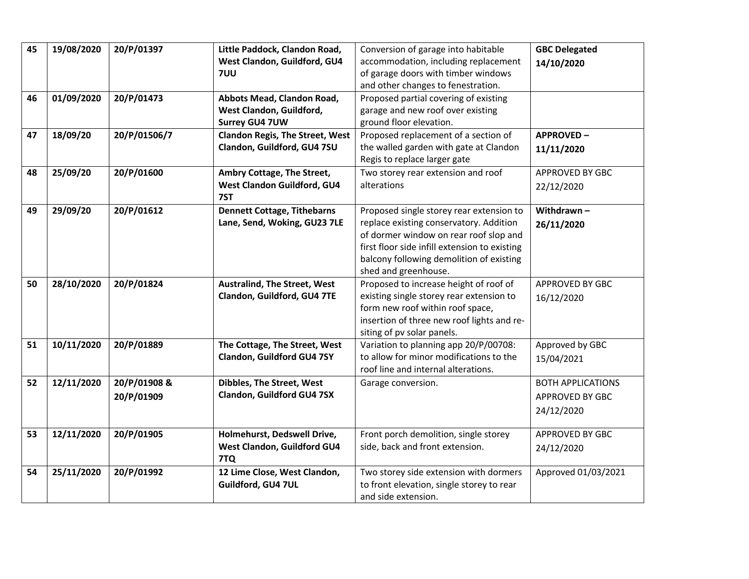| 45 | 19/08/2020 | 20/P/01397 | **Little Paddock, Clandon Road, West Clandon, Guildford, GU4 7UU** | Conversion of garage into habitable accommodation, including replacement of garage doors with timber windows and other changes to fenestration. | **GBC Delegated 14/10/2020** |
|---|---|---|---|---|---|
| 46 | 01/09/2020 | 20/P/01473 | **Abbots Mead, Clandon Road, West Clandon, Guildford, Surrey GU4 7UW** | Proposed partial covering of existing garage and new roof over existing ground floor elevation. | |
| 47 | 18/09/20 | 20/P/01506/7 | **Clandon Regis, The Street, West Clandon, Guildford, GU4 7SU** | Proposed replacement of a section of the walled garden with gate at Clandon Regis to replace larger gate | **APPROVED – 11/11/2020** |
| 48 | 25/09/20 | 20/P/01600 | **Ambry Cottage, The Street, West Clandon Guildford, GU4 7ST** | Two storey rear extension and roof alterations | APPROVED BY GBC 22/12/2020 |
| 49 | 29/09/20 | 20/P/01612 | **Dennett Cottage, Tithebarns Lane, Send, Woking, GU23 7LE** | Proposed single storey rear extension to replace existing conservatory. Addition of dormer window on rear roof slop and first floor side infill extension to existing balcony following demolition of existing shed and greenhouse. | **Withdrawn – 26/11/2020** |
| 50 | 28/10/2020 | 20/P/01824 | **Australind, The Street, West Clandon, Guildford, GU4 7TE** | Proposed to increase height of roof of existing single storey rear extension to form new roof within roof space, insertion of three new roof lights and re-siting of pv solar panels. | APPROVED BY GBC 16/12/2020 |
| 51 | 10/11/2020 | 20/P/01889 | **The Cottage, The Street, West Clandon, Guildford GU4 7SY** | Variation to planning app 20/P/00708: to allow for minor modifications to the roof line and internal alterations. | Approved by GBC 15/04/2021 |
| 52 | 12/11/2020 | 20/P/01908 & 20/P/01909 | **Dibbles, The Street, West Clandon, Guildford GU4 7SX** | Garage conversion. | BOTH APPLICATIONS APPROVED BY GBC 24/12/2020 |
| 53 | 12/11/2020 | 20/P/01905 | **Holmehurst, Dedswell Drive, West Clandon, Guildford GU4 7TQ** | Front porch demolition, single storey side, back and front extension. | APPROVED BY GBC 24/12/2020 |
| 54 | 25/11/2020 | 20/P/01992 | **12 Lime Close, West Clandon, Guildford, GU4 7UL** | Two storey side extension with dormers to front elevation, single storey to rear and side extension. | Approved 01/03/2021 |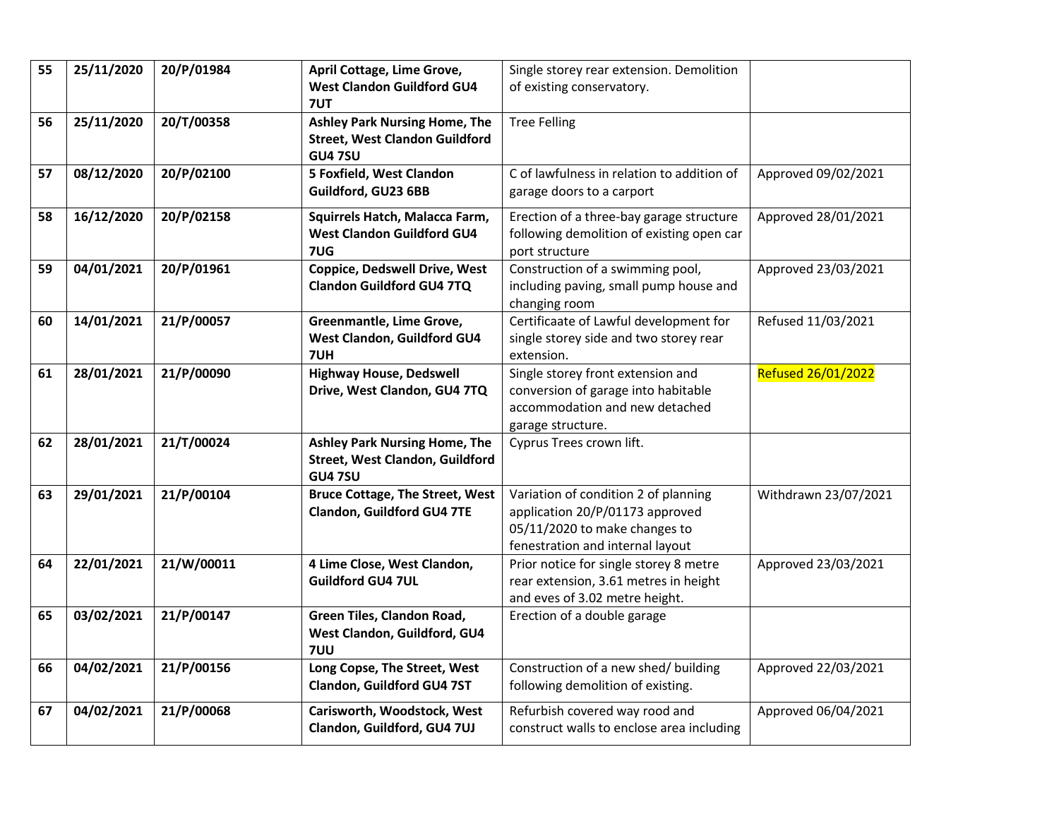| 55 | 25/11/2020 | 20/P/01984 | **April Cottage, Lime Grove, West Clandon Guildford GU4 7UT** | Single storey rear extension. Demolition of existing conservatory. | |
|---|---|---|---|---|---|
| 56 | 25/11/2020 | 20/T/00358 | **Ashley Park Nursing Home, The Street, West Clandon Guildford GU4 7SU** | Tree Felling | |
| 57 | 08/12/2020 | 20/P/02100 | **5 Foxfield, West Clandon Guildford, GU23 6BB** | C of lawfulness in relation to addition of garage doors to a carport | Approved 09/02/2021 |
| 58 | 16/12/2020 | 20/P/02158 | **Squirrels Hatch, Malacca Farm, West Clandon Guildford GU4 7UG** | Erection of a three-bay garage structure following demolition of existing open car port structure | Approved 28/01/2021 |
| 59 | 04/01/2021 | 20/P/01961 | **Coppice, Dedswell Drive, West Clandon Guildford GU4 7TQ** | Construction of a swimming pool, including paving, small pump house and changing room | Approved 23/03/2021 |
| 60 | 14/01/2021 | 21/P/00057 | **Greenmantle, Lime Grove, West Clandon, Guildford GU4 7UH** | Certificaate of Lawful development for single storey side and two storey rear extension. | Refused 11/03/2021 |
| 61 | 28/01/2021 | 21/P/00090 | **Highway House, Dedswell Drive, West Clandon, GU4 7TQ** | Single storey front extension and conversion of garage into habitable accommodation and new detached garage structure. | Refused 26/01/2022 |
| 62 | 28/01/2021 | 21/T/00024 | **Ashley Park Nursing Home, The Street, West Clandon, Guildford GU4 7SU** | Cyprus Trees crown lift. | |
| 63 | 29/01/2021 | 21/P/00104 | **Bruce Cottage, The Street, West Clandon, Guildford GU4 7TE** | Variation of condition 2 of planning application 20/P/01173 approved 05/11/2020 to make changes to fenestration and internal layout | Withdrawn 23/07/2021 |
| 64 | 22/01/2021 | 21/W/00011 | **4 Lime Close, West Clandon, Guildford GU4 7UL** | Prior notice for single storey 8 metre rear extension, 3.61 metres in height and eves of 3.02 metre height. | Approved 23/03/2021 |
| 65 | 03/02/2021 | 21/P/00147 | **Green Tiles, Clandon Road, West Clandon, Guildford, GU4 7UU** | Erection of a double garage | |
| 66 | 04/02/2021 | 21/P/00156 | **Long Copse, The Street, West Clandon, Guildford GU4 7ST** | Construction of a new shed/ building following demolition of existing. | Approved 22/03/2021 |
| 67 | 04/02/2021 | 21/P/00068 | **Carisworth, Woodstock, West Clandon, Guildford, GU4 7UJ** | Refurbish covered way rood and construct walls to enclose area including | Approved 06/04/2021 |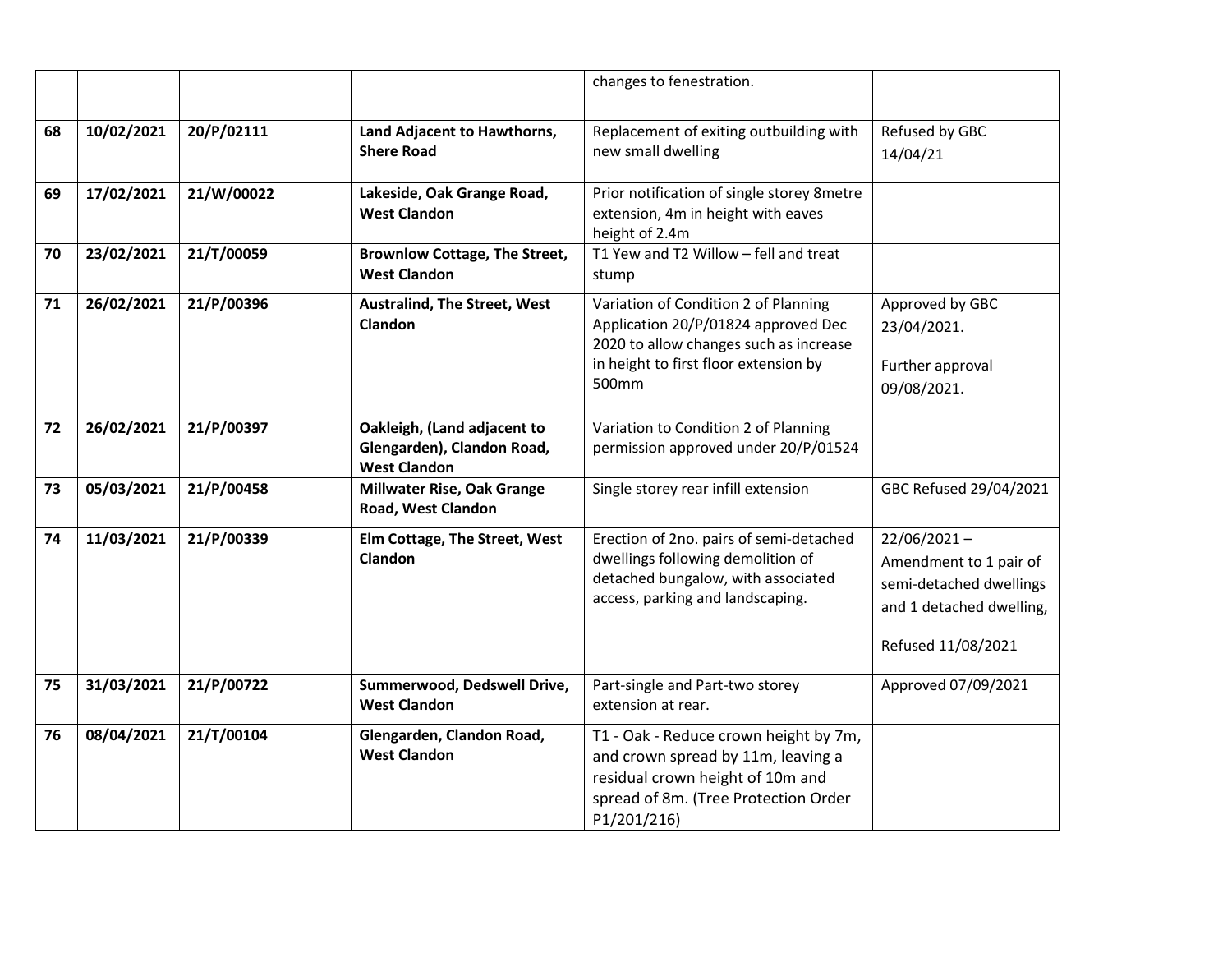| | | | | | |
|---|---|---|---|---|---|
| | | | | changes to fenestration. | |
| **68** | **10/02/2021** | **20/P/02111** | **Land Adjacent to Hawthorns, Shere Road** | Replacement of exiting outbuilding with new small dwelling | Refused by GBC 14/04/21 |
| **69** | **17/02/2021** | **21/W/00022** | **Lakeside, Oak Grange Road, West Clandon** | Prior notification of single storey 8metre extension, 4m in height with eaves height of 2.4m | |
| **70** | **23/02/2021** | **21/T/00059** | **Brownlow Cottage, The Street, West Clandon** | T1 Yew and T2 Willow – fell and treat stump | |
| **71** | **26/02/2021** | **21/P/00396** | **Australind, The Street, West Clandon** | Variation of Condition 2 of Planning Application 20/P/01824 approved Dec 2020 to allow changes such as increase in height to first floor extension by 500mm | Approved by GBC 23/04/2021.<br><br>Further approval 09/08/2021. |
| **72** | **26/02/2021** | **21/P/00397** | **Oakleigh, (Land adjacent to Glengarden), Clandon Road, West Clandon** | Variation to Condition 2 of Planning permission approved under 20/P/01524 | |
| **73** | **05/03/2021** | **21/P/00458** | **Millwater Rise, Oak Grange Road, West Clandon** | Single storey rear infill extension | GBC Refused 29/04/2021 |
| **74** | **11/03/2021** | **21/P/00339** | **Elm Cottage, The Street, West Clandon** | Erection of 2no. pairs of semi-detached dwellings following demolition of detached bungalow, with associated access, parking and landscaping. | 22/06/2021 – Amendment to 1 pair of semi-detached dwellings and 1 detached dwelling,<br><br>Refused 11/08/2021 |
| **75** | **31/03/2021** | **21/P/00722** | **Summerwood, Dedswell Drive, West Clandon** | Part-single and Part-two storey extension at rear. | Approved 07/09/2021 |
| **76** | **08/04/2021** | **21/T/00104** | **Glengarden, Clandon Road, West Clandon** | T1 - Oak - Reduce crown height by 7m, and crown spread by 11m, leaving a residual crown height of 10m and spread of 8m. (Tree Protection Order P1/201/216) | |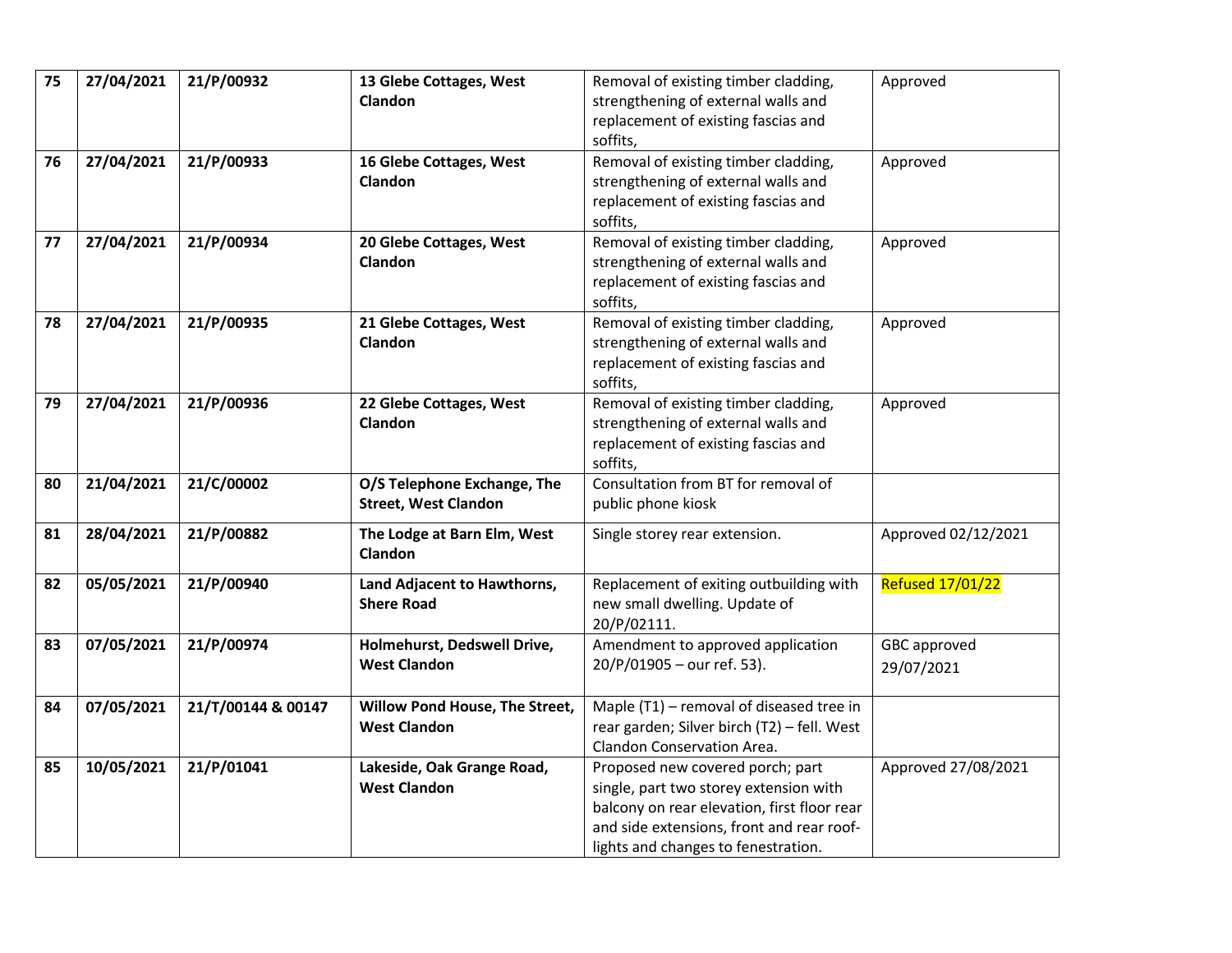| 75 | 27/04/2021 | 21/P/00932 | **13 Glebe Cottages, West Clandon** | Removal of existing timber cladding, strengthening of external walls and replacement of existing fascias and soffits, | Approved |
|---|---|---|---|---|---|
| 76 | 27/04/2021 | 21/P/00933 | **16 Glebe Cottages, West Clandon** | Removal of existing timber cladding, strengthening of external walls and replacement of existing fascias and soffits, | Approved |
| 77 | 27/04/2021 | 21/P/00934 | **20 Glebe Cottages, West Clandon** | Removal of existing timber cladding, strengthening of external walls and replacement of existing fascias and soffits, | Approved |
| 78 | 27/04/2021 | 21/P/00935 | **21 Glebe Cottages, West Clandon** | Removal of existing timber cladding, strengthening of external walls and replacement of existing fascias and soffits, | Approved |
| 79 | 27/04/2021 | 21/P/00936 | **22 Glebe Cottages, West Clandon** | Removal of existing timber cladding, strengthening of external walls and replacement of existing fascias and soffits, | Approved |
| 80 | 21/04/2021 | 21/C/00002 | **O/S Telephone Exchange, The Street, West Clandon** | Consultation from BT for removal of public phone kiosk | |
| 81 | 28/04/2021 | 21/P/00882 | **The Lodge at Barn Elm, West Clandon** | Single storey rear extension. | Approved 02/12/2021 |
| 82 | 05/05/2021 | 21/P/00940 | **Land Adjacent to Hawthorns, Shere Road** | Replacement of exiting outbuilding with new small dwelling. Update of 20/P/02111. | Refused 17/01/22 |
| 83 | 07/05/2021 | 21/P/00974 | **Holmehurst, Dedswell Drive, West Clandon** | Amendment to approved application 20/P/01905 – our ref. 53). | GBC approved 29/07/2021 |
| 84 | 07/05/2021 | 21/T/00144 & 00147 | **Willow Pond House, The Street, West Clandon** | Maple (T1) – removal of diseased tree in rear garden; Silver birch (T2) – fell. West Clandon Conservation Area. | |
| 85 | 10/05/2021 | 21/P/01041 | **Lakeside, Oak Grange Road, West Clandon** | Proposed new covered porch; part single, part two storey extension with balcony on rear elevation, first floor rear and side extensions, front and rear roof-lights and changes to fenestration. | Approved 27/08/2021 |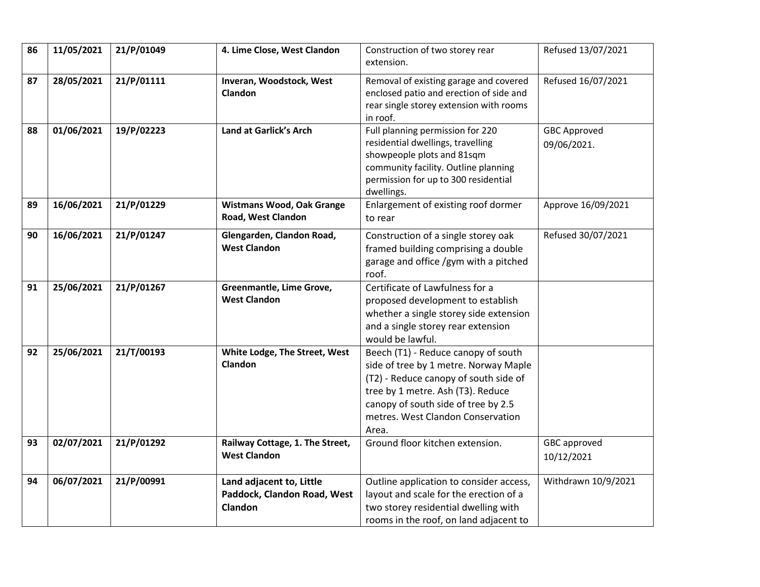| 86 | 11/05/2021 | 21/P/01049 | **4. Lime Close, West Clandon** | Construction of two storey rear extension. | Refused 13/07/2021 |
|---|---|---|---|---|---|
| 87 | 28/05/2021 | 21/P/01111 | **Inveran, Woodstock, West Clandon** | Removal of existing garage and covered enclosed patio and erection of side and rear single storey extension with rooms in roof. | Refused 16/07/2021 |
| 88 | 01/06/2021 | 19/P/02223 | **Land at Garlick's Arch** | Full planning permission for 220 residential dwellings, travelling showpeople plots and 81sqm community facility. Outline planning permission for up to 300 residential dwellings. | GBC Approved 09/06/2021. |
| 89 | 16/06/2021 | 21/P/01229 | **Wistmans Wood, Oak Grange Road, West Clandon** | Enlargement of existing roof dormer to rear | Approve 16/09/2021 |
| 90 | 16/06/2021 | 21/P/01247 | **Glengarden, Clandon Road, West Clandon** | Construction of a single storey oak framed building comprising a double garage and office /gym with a pitched roof. | Refused 30/07/2021 |
| 91 | 25/06/2021 | 21/P/01267 | **Greenmantle, Lime Grove, West Clandon** | Certificate of Lawfulness for a proposed development to establish whether a single storey side extension and a single storey rear extension would be lawful. | |
| 92 | 25/06/2021 | 21/T/00193 | **White Lodge, The Street, West Clandon** | Beech (T1) - Reduce canopy of south side of tree by 1 metre. Norway Maple (T2) - Reduce canopy of south side of tree by 1 metre. Ash (T3). Reduce canopy of south side of tree by 2.5 metres. West Clandon Conservation Area. | |
| 93 | 02/07/2021 | 21/P/01292 | **Railway Cottage, 1. The Street, West Clandon** | Ground floor kitchen extension. | GBC approved 10/12/2021 |
| 94 | 06/07/2021 | 21/P/00991 | **Land adjacent to, Little Paddock, Clandon Road, West Clandon** | Outline application to consider access, layout and scale for the erection of a two storey residential dwelling with rooms in the roof, on land adjacent to | Withdrawn 10/9/2021 |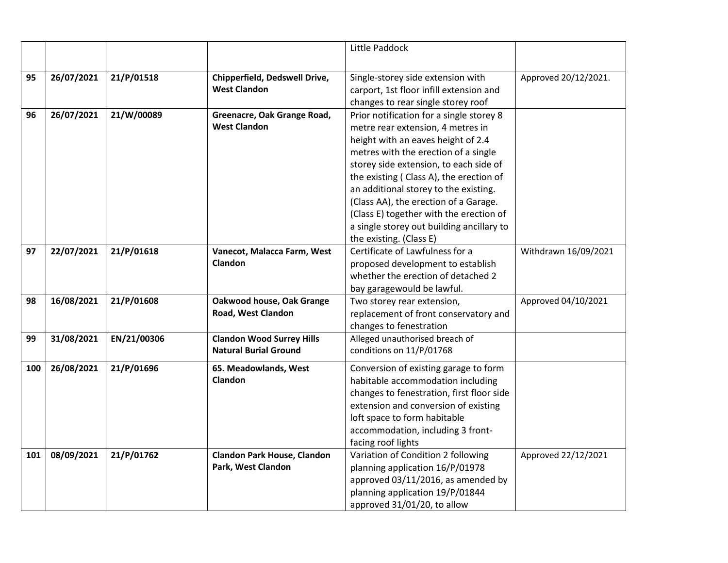| | | | | Little Paddock | |
|---|---|---|---|---|---|
| **95** | **26/07/2021** | **21/P/01518** | **Chipperfield, Dedswell Drive, West Clandon** | Single-storey side extension with carport, 1st floor infill extension and changes to rear single storey roof | Approved 20/12/2021. |
| **96** | **26/07/2021** | **21/W/00089** | **Greenacre, Oak Grange Road, West Clandon** | Prior notification for a single storey 8 metre rear extension, 4 metres in height with an eaves height of 2.4 metres with the erection of a single storey side extension, to each side of the existing ( Class A), the erection of an additional storey to the existing. (Class AA), the erection of a Garage. (Class E) together with the erection of a single storey out building ancillary to the existing. (Class E) | |
| **97** | **22/07/2021** | **21/P/01618** | **Vanecot, Malacca Farm, West Clandon** | Certificate of Lawfulness for a proposed development to establish whether the erection of detached 2 bay garagewould be lawful. | Withdrawn 16/09/2021 |
| **98** | **16/08/2021** | **21/P/01608** | **Oakwood house, Oak Grange Road, West Clandon** | Two storey rear extension, replacement of front conservatory and changes to fenestration | Approved 04/10/2021 |
| **99** | **31/08/2021** | **EN/21/00306** | **Clandon Wood Surrey Hills Natural Burial Ground** | Alleged unauthorised breach of conditions on 11/P/01768 | |
| **100** | **26/08/2021** | **21/P/01696** | **65. Meadowlands, West Clandon** | Conversion of existing garage to form habitable accommodation including changes to fenestration, first floor side extension and conversion of existing loft space to form habitable accommodation, including 3 front-facing roof lights | |
| **101** | **08/09/2021** | **21/P/01762** | **Clandon Park House, Clandon Park, West Clandon** | Variation of Condition 2 following planning application 16/P/01978 approved 03/11/2016, as amended by planning application 19/P/01844 approved 31/01/20, to allow | Approved 22/12/2021 |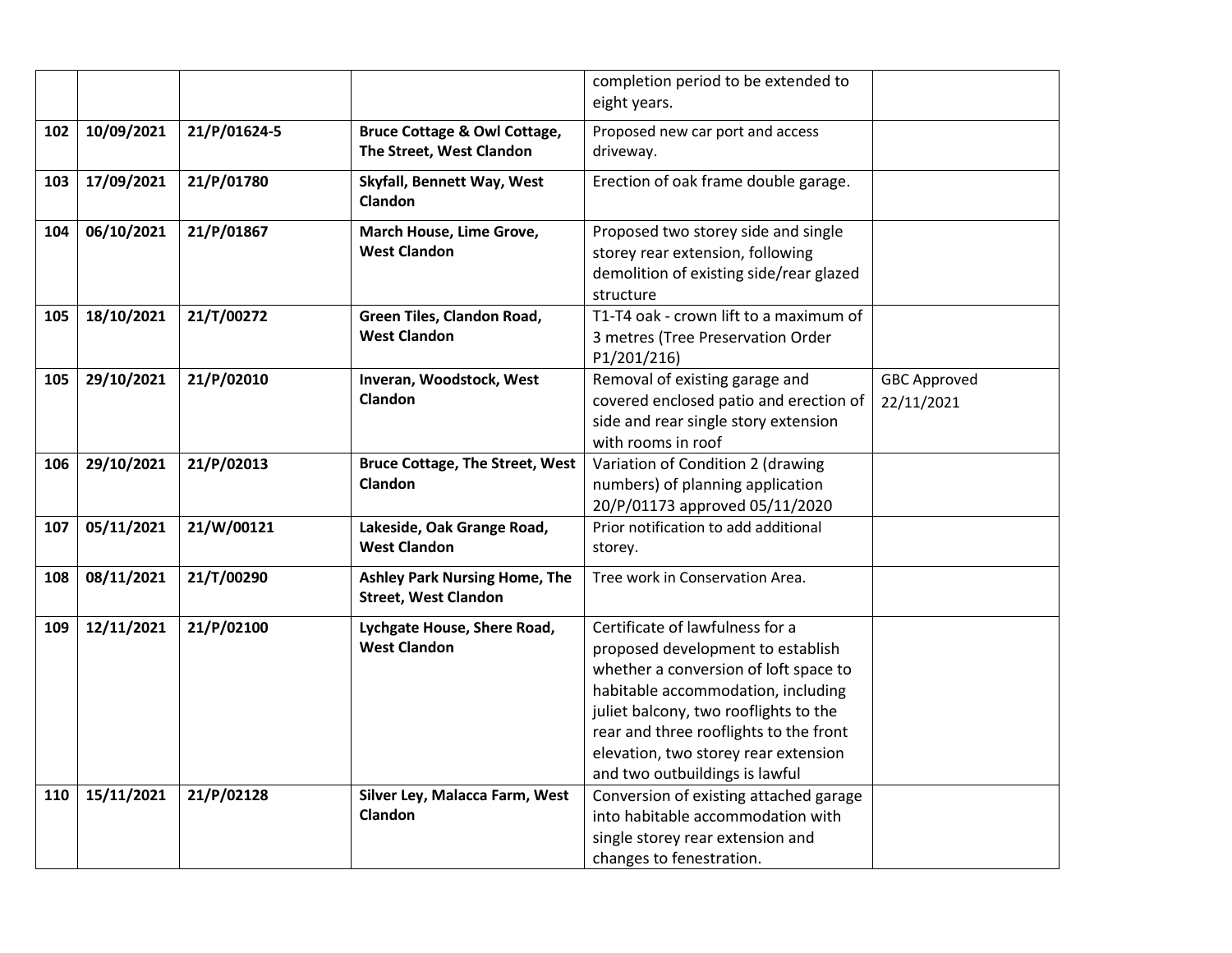| | | | | | |
|---|---|---|---|---|---|
| | | | | completion period to be extended to eight years. | |
| **102** | **10/09/2021** | **21/P/01624-5** | **Bruce Cottage & Owl Cottage, The Street, West Clandon** | Proposed new car port and access driveway. | |
| **103** | **17/09/2021** | **21/P/01780** | **Skyfall, Bennett Way, West Clandon** | Erection of oak frame double garage. | |
| **104** | **06/10/2021** | **21/P/01867** | **March House, Lime Grove, West Clandon** | Proposed two storey side and single storey rear extension, following demolition of existing side/rear glazed structure | |
| **105** | **18/10/2021** | **21/T/00272** | **Green Tiles, Clandon Road, West Clandon** | T1-T4 oak - crown lift to a maximum of 3 metres (Tree Preservation Order P1/201/216) | |
| **105** | **29/10/2021** | **21/P/02010** | **Inveran, Woodstock, West Clandon** | Removal of existing garage and covered enclosed patio and erection of side and rear single story extension with rooms in roof | GBC Approved 22/11/2021 |
| **106** | **29/10/2021** | **21/P/02013** | **Bruce Cottage, The Street, West Clandon** | Variation of Condition 2 (drawing numbers) of planning application 20/P/01173 approved 05/11/2020 | |
| **107** | **05/11/2021** | **21/W/00121** | **Lakeside, Oak Grange Road, West Clandon** | Prior notification to add additional storey. | |
| **108** | **08/11/2021** | **21/T/00290** | **Ashley Park Nursing Home, The Street, West Clandon** | Tree work in Conservation Area. | |
| **109** | **12/11/2021** | **21/P/02100** | **Lychgate House, Shere Road, West Clandon** | Certificate of lawfulness for a proposed development to establish whether a conversion of loft space to habitable accommodation, including juliet balcony, two rooflights to the rear and three rooflights to the front elevation, two storey rear extension and two outbuildings is lawful | |
| **110** | **15/11/2021** | **21/P/02128** | **Silver Ley, Malacca Farm, West Clandon** | Conversion of existing attached garage into habitable accommodation with single storey rear extension and changes to fenestration. | |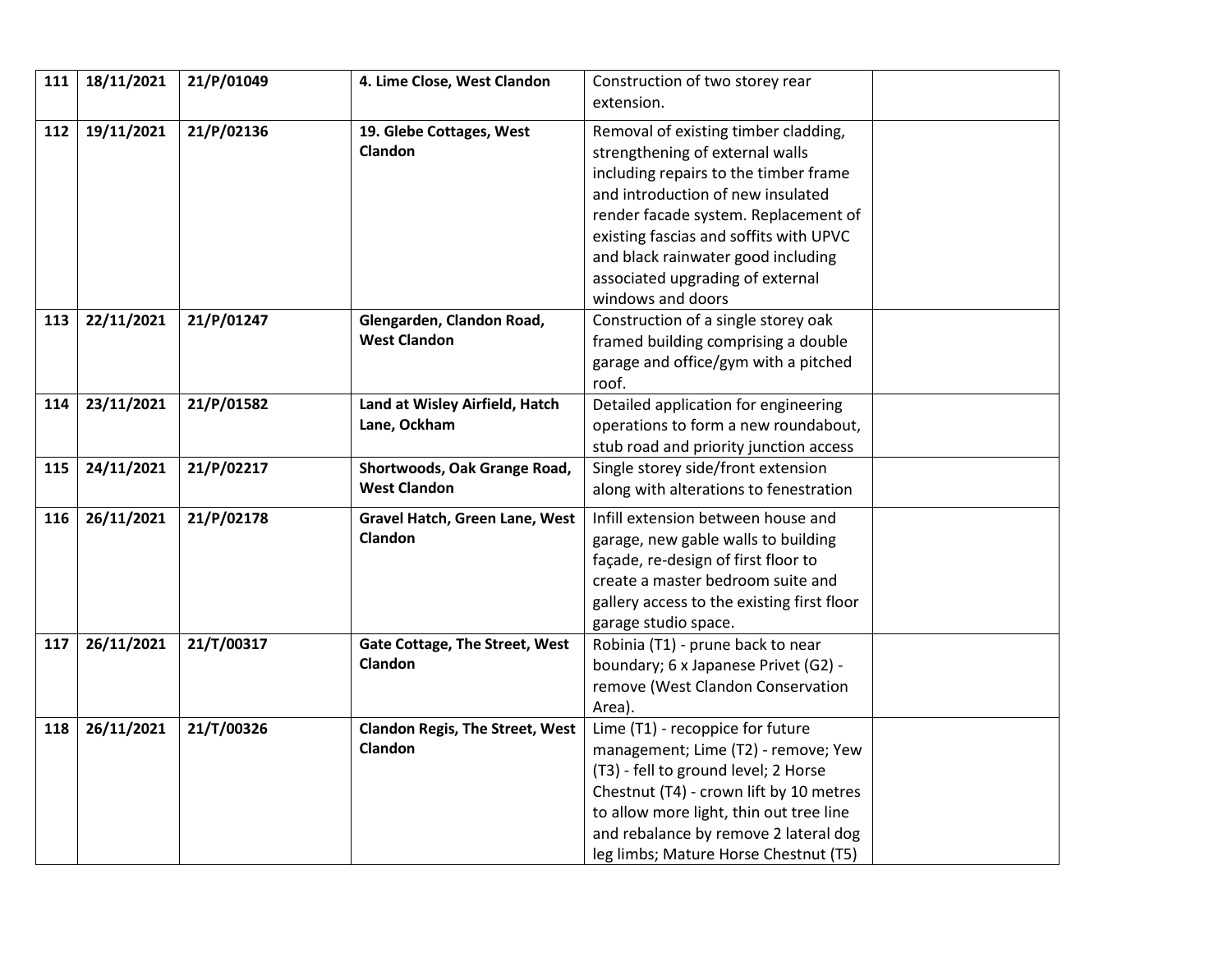| **111** | **18/11/2021** | **21/P/01049** | **4. Lime Close, West Clandon** | Construction of two storey rear extension. | |
|---|---|---|---|---|---|
| **112** | **19/11/2021** | **21/P/02136** | **19. Glebe Cottages, West Clandon** | Removal of existing timber cladding, strengthening of external walls including repairs to the timber frame and introduction of new insulated render facade system. Replacement of existing fascias and soffits with UPVC and black rainwater good including associated upgrading of external windows and doors | |
| **113** | **22/11/2021** | **21/P/01247** | **Glengarden, Clandon Road, West Clandon** | Construction of a single storey oak framed building comprising a double garage and office/gym with a pitched roof. | |
| **114** | **23/11/2021** | **21/P/01582** | **Land at Wisley Airfield, Hatch Lane, Ockham** | Detailed application for engineering operations to form a new roundabout, stub road and priority junction access | |
| **115** | **24/11/2021** | **21/P/02217** | **Shortwoods, Oak Grange Road, West Clandon** | Single storey side/front extension along with alterations to fenestration | |
| **116** | **26/11/2021** | **21/P/02178** | **Gravel Hatch, Green Lane, West Clandon** | Infill extension between house and garage, new gable walls to building façade, re-design of first floor to create a master bedroom suite and gallery access to the existing first floor garage studio space. | |
| **117** | **26/11/2021** | **21/T/00317** | **Gate Cottage, The Street, West Clandon** | Robinia (T1) - prune back to near boundary; 6 x Japanese Privet (G2) - remove (West Clandon Conservation Area). | |
| **118** | **26/11/2021** | **21/T/00326** | **Clandon Regis, The Street, West Clandon** | Lime (T1) - recoppice for future management; Lime (T2) - remove; Yew (T3) - fell to ground level; 2 Horse Chestnut (T4) - crown lift by 10 metres to allow more light, thin out tree line and rebalance by remove 2 lateral dog leg limbs; Mature Horse Chestnut (T5) | |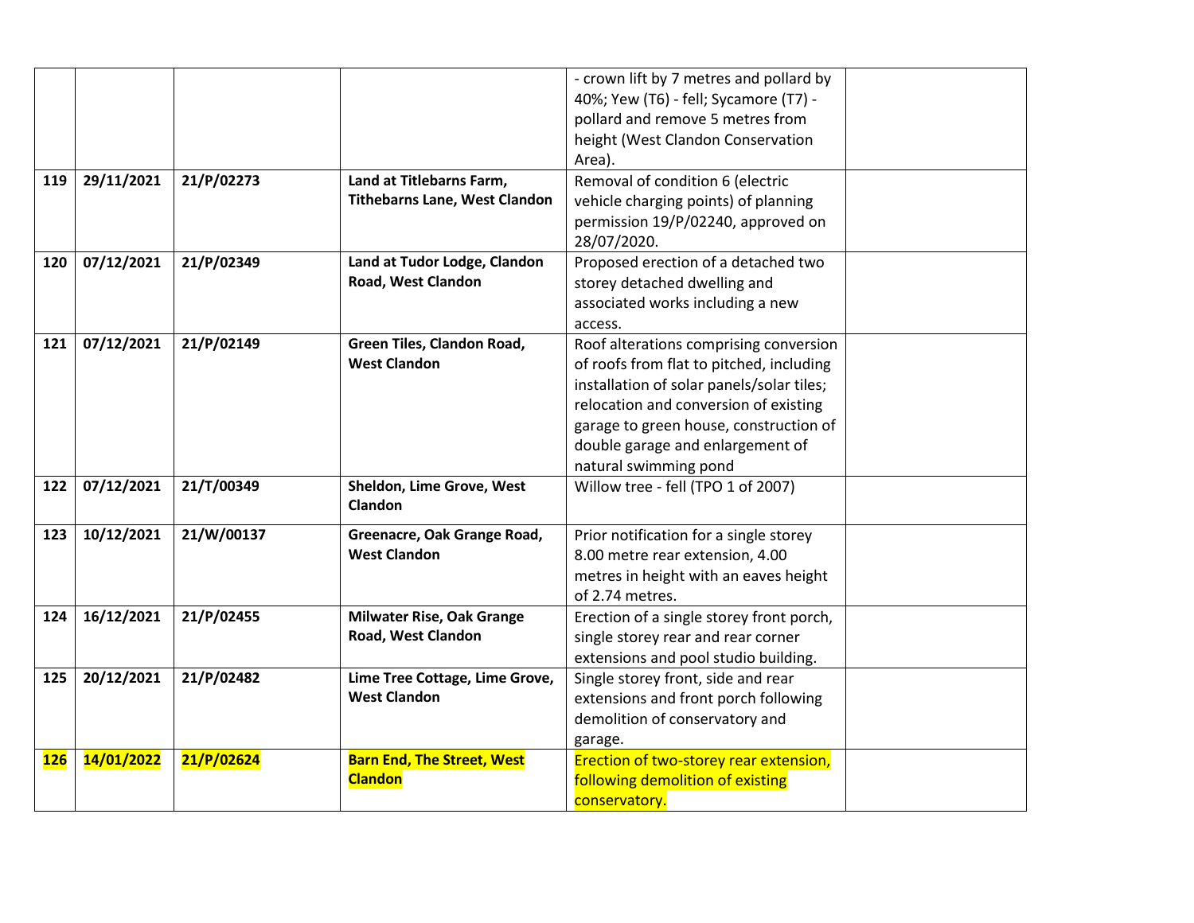| | | | | | |
|---|---|---|---|---|---|
| | | | | - crown lift by 7 metres and pollard by 40%; Yew (T6) - fell; Sycamore (T7) - pollard and remove 5 metres from height (West Clandon Conservation Area). | |
| **119** | **29/11/2021** | **21/P/02273** | **Land at Titlebarns Farm, Tithebarns Lane, West Clandon** | Removal of condition 6 (electric vehicle charging points) of planning permission 19/P/02240, approved on 28/07/2020. | |
| **120** | **07/12/2021** | **21/P/02349** | **Land at Tudor Lodge, Clandon Road, West Clandon** | Proposed erection of a detached two storey detached dwelling and associated works including a new access. | |
| **121** | **07/12/2021** | **21/P/02149** | **Green Tiles, Clandon Road, West Clandon** | Roof alterations comprising conversion of roofs from flat to pitched, including installation of solar panels/solar tiles; relocation and conversion of existing garage to green house, construction of double garage and enlargement of natural swimming pond | |
| **122** | **07/12/2021** | **21/T/00349** | **Sheldon, Lime Grove, West Clandon** | Willow tree - fell (TPO 1 of 2007) | |
| **123** | **10/12/2021** | **21/W/00137** | **Greenacre, Oak Grange Road, West Clandon** | Prior notification for a single storey 8.00 metre rear extension, 4.00 metres in height with an eaves height of 2.74 metres. | |
| **124** | **16/12/2021** | **21/P/02455** | **Milwater Rise, Oak Grange Road, West Clandon** | Erection of a single storey front porch, single storey rear and rear corner extensions and pool studio building. | |
| **125** | **20/12/2021** | **21/P/02482** | **Lime Tree Cottage, Lime Grove, West Clandon** | Single storey front, side and rear extensions and front porch following demolition of conservatory and garage. | |
| **126** | **14/01/2022** | **21/P/02624** | **Barn End, The Street, West Clandon** | Erection of two-storey rear extension, following demolition of existing conservatory. | |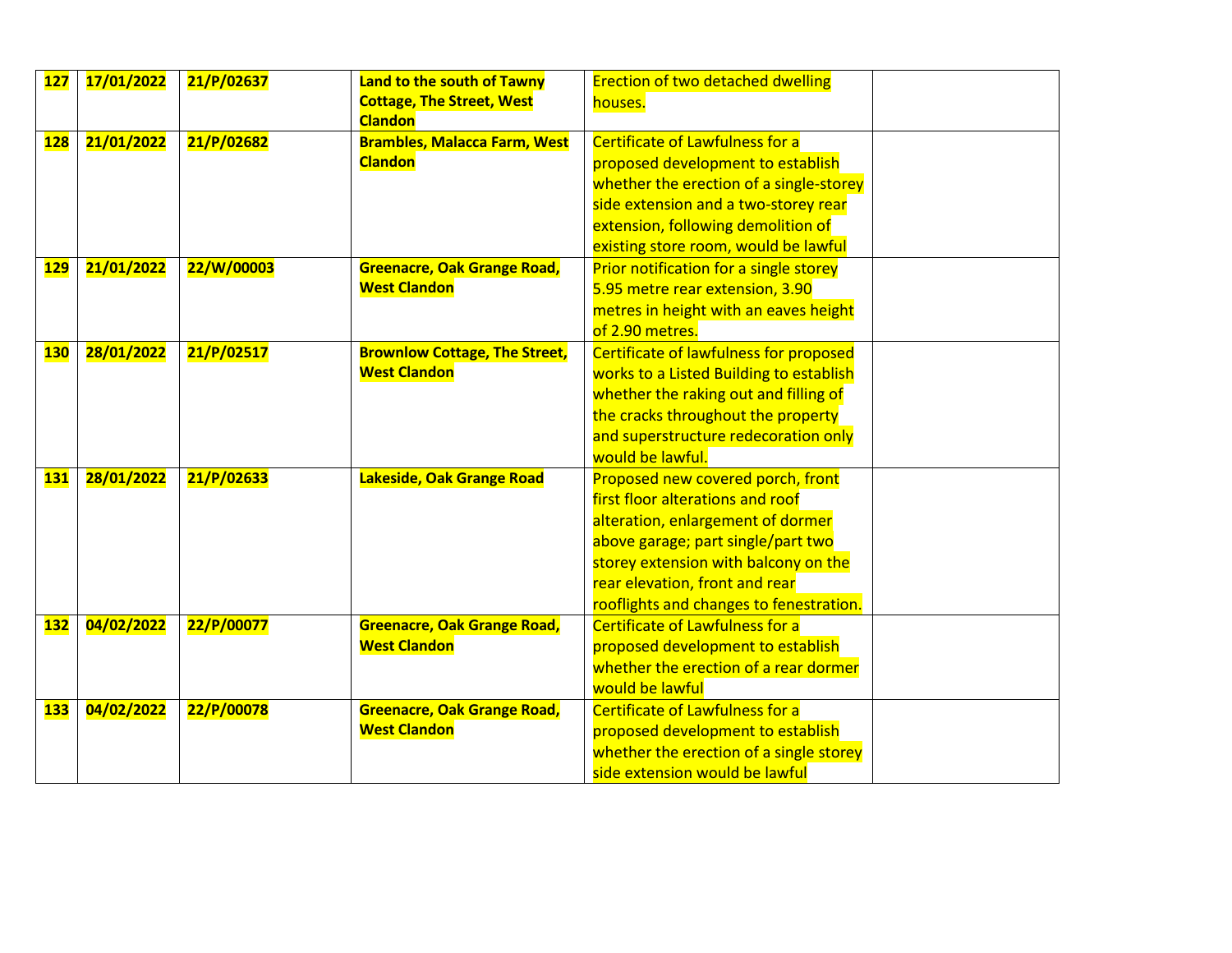| | | | | | |
|---|---|---|---|---|---|
| **127** | **17/01/2022** | **21/P/02637** | **Land to the south of Tawny Cottage, The Street, West Clandon** | Erection of two detached dwelling houses. | |
| **128** | **21/01/2022** | **21/P/02682** | **Brambles, Malacca Farm, West Clandon** | Certificate of Lawfulness for a proposed development to establish whether the erection of a single-storey side extension and a two-storey rear extension, following demolition of existing store room, would be lawful | |
| **129** | **21/01/2022** | **22/W/00003** | **Greenacre, Oak Grange Road, West Clandon** | Prior notification for a single storey 5.95 metre rear extension, 3.90 metres in height with an eaves height of 2.90 metres. | |
| **130** | **28/01/2022** | **21/P/02517** | **Brownlow Cottage, The Street, West Clandon** | Certificate of lawfulness for proposed works to a Listed Building to establish whether the raking out and filling of the cracks throughout the property and superstructure redecoration only would be lawful. | |
| **131** | **28/01/2022** | **21/P/02633** | **Lakeside, Oak Grange Road** | Proposed new covered porch, front first floor alterations and roof alteration, enlargement of dormer above garage; part single/part two storey extension with balcony on the rear elevation, front and rear rooflights and changes to fenestration. | |
| **132** | **04/02/2022** | **22/P/00077** | **Greenacre, Oak Grange Road, West Clandon** | Certificate of Lawfulness for a proposed development to establish whether the erection of a rear dormer would be lawful | |
| **133** | **04/02/2022** | **22/P/00078** | **Greenacre, Oak Grange Road, West Clandon** | Certificate of Lawfulness for a proposed development to establish whether the erection of a single storey side extension would be lawful | |